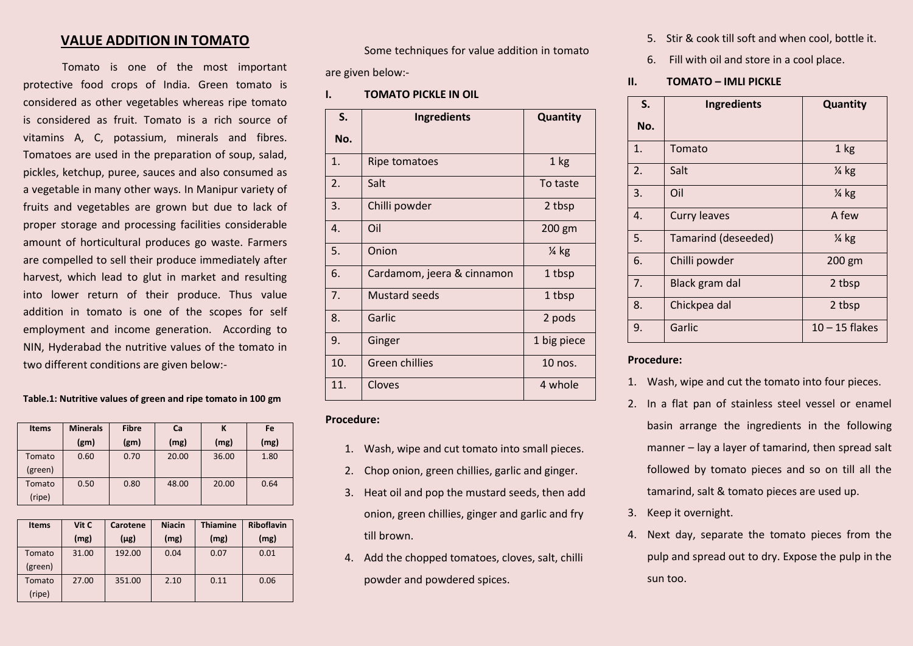# VALUE ADDITION IN TOMATO

Tomato is one of the most important protective food crops of India. Green tomato is considered as other vegetables whereas ripe tomato is considered as fruit. Tomato is a rich source of vitamins A, C, potassium, minerals and fibres. Tomatoes are used in the preparation of soup, salad, pickles, ketchup, puree, sauces and also consumed as a vegetable in many other ways. In Manipur variety of fruits and vegetables are grown but due to lack of proper storage and processing facilities considerable amount of horticultural produces go waste. Farmers are compelled to sell their produce immediately after harvest, which lead to glut in market and resulting into lower return of their produce. Thus value addition in tomato is one of the scopes for self employment and income generation. According to NIN, Hyderabad the nutritive values of the tomato in two different conditions are given below:-

**Table.1: Nutritive values of green and ripe tomato in 100 gm**

| Items | Minerals (gm) | Fibre (gm) | Ca (mg) | K (mg) | Fe (mg) |
|---|---|---|---|---|---|
| Tomato (green) | 0.60 | 0.70 | 20.00 | 36.00 | 1.80 |
| Tomato (ripe) | 0.50 | 0.80 | 48.00 | 20.00 | 0.64 |

| Items | Vit C (mg) | Carotene (µg) | Niacin (mg) | Thiamine (mg) | Riboflavin (mg) |
|---|---|---|---|---|---|
| Tomato (green) | 31.00 | 192.00 | 0.04 | 0.07 | 0.01 |
| Tomato (ripe) | 27.00 | 351.00 | 2.10 | 0.11 | 0.06 |

Some techniques for value addition in tomato are given below:-

## I. TOMATO PICKLE IN OIL

| S. No. | Ingredients | Quantity |
|---|---|---|
| 1. | Ripe tomatoes | 1 kg |
| 2. | Salt | To taste |
| 3. | Chilli powder | 2 tbsp |
| 4. | Oil | 200 gm |
| 5. | Onion | ¼ kg |
| 6. | Cardamom, jeera & cinnamon | 1 tbsp |
| 7. | Mustard seeds | 1 tbsp |
| 8. | Garlic | 2 pods |
| 9. | Ginger | 1 big piece |
| 10. | Green chillies | 10 nos. |
| 11. | Cloves | 4 whole |

**Procedure:**

1. Wash, wipe and cut tomato into small pieces.
2. Chop onion, green chillies, garlic and ginger.
3. Heat oil and pop the mustard seeds, then add onion, green chillies, ginger and garlic and fry till brown.
4. Add the chopped tomatoes, cloves, salt, chilli powder and powdered spices.
5. Stir & cook till soft and when cool, bottle it.
6. Fill with oil and store in a cool place.

## II. TOMATO – IMLI PICKLE

| S. No. | Ingredients | Quantity |
|---|---|---|
| 1. | Tomato | 1 kg |
| 2. | Salt | ¼ kg |
| 3. | Oil | ¼ kg |
| 4. | Curry leaves | A few |
| 5. | Tamarind (deseeded) | ¼ kg |
| 6. | Chilli powder | 200 gm |
| 7. | Black gram dal | 2 tbsp |
| 8. | Chickpea dal | 2 tbsp |
| 9. | Garlic | 10 – 15 flakes |

**Procedure:**

1. Wash, wipe and cut the tomato into four pieces.
2. In a flat pan of stainless steel vessel or enamel basin arrange the ingredients in the following manner – lay a layer of tamarind, then spread salt followed by tomato pieces and so on till all the tamarind, salt & tomato pieces are used up.
3. Keep it overnight.
4. Next day, separate the tomato pieces from the pulp and spread out to dry. Expose the pulp in the sun too.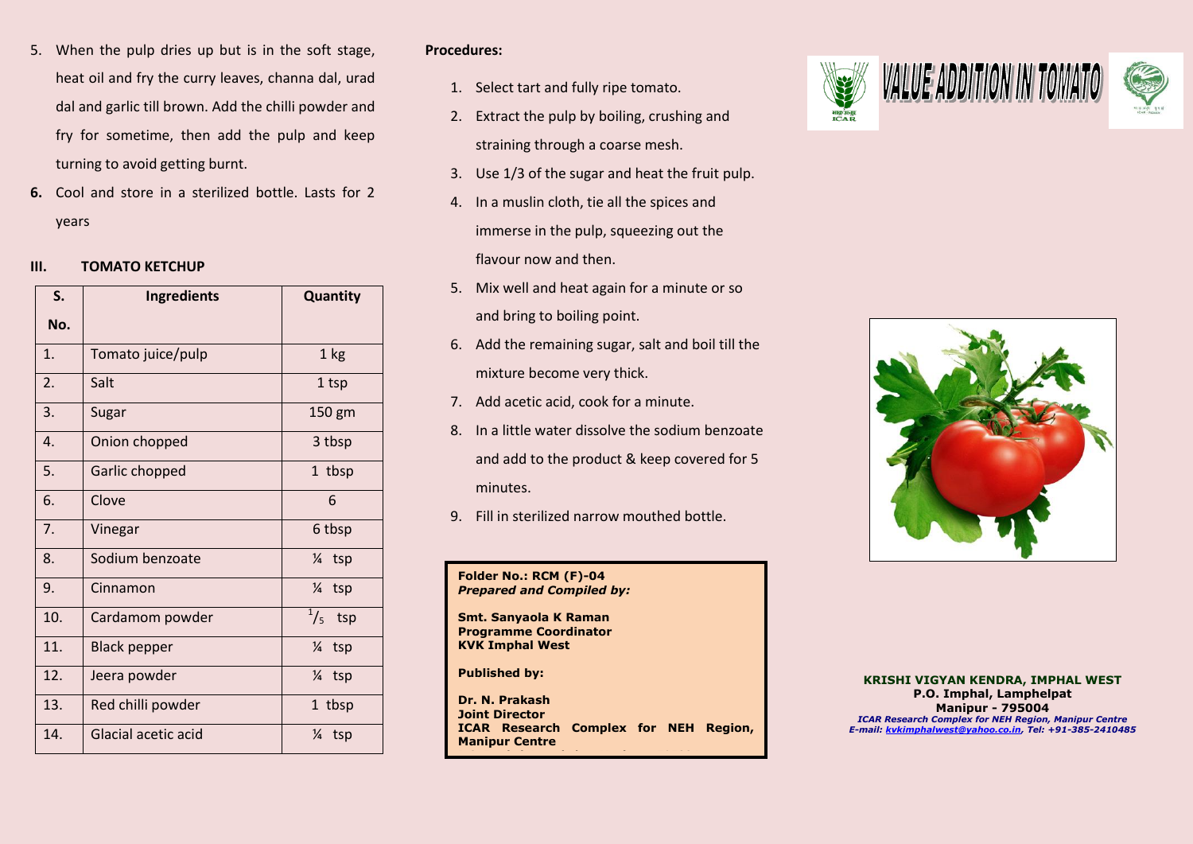5. When the pulp dries up but is in the soft stage, heat oil and fry the curry leaves, channa dal, urad dal and garlic till brown. Add the chilli powder and fry for sometime, then add the pulp and keep turning to avoid getting burnt.
6. Cool and store in a sterilized bottle. Lasts for 2 years

### III. TOMATO KETCHUP

| S. No. | Ingredients | Quantity |
|---|---|---|
| 1. | Tomato juice/pulp | 1 kg |
| 2. | Salt | 1 tsp |
| 3. | Sugar | 150 gm |
| 4. | Onion chopped | 3 tbsp |
| 5. | Garlic chopped | 1 tbsp |
| 6. | Clove | 6 |
| 7. | Vinegar | 6 tbsp |
| 8. | Sodium benzoate | ¼ tsp |
| 9. | Cinnamon | ¼ tsp |
| 10. | Cardamom powder | $^1/_5$ tsp |
| 11. | Black pepper | ¼ tsp |
| 12. | Jeera powder | ¼ tsp |
| 13. | Red chilli powder | 1 tbsp |
| 14. | Glacial acetic acid | ¼ tsp |

**Procedures:**

1. Select tart and fully ripe tomato.
2. Extract the pulp by boiling, crushing and straining through a coarse mesh.
3. Use 1/3 of the sugar and heat the fruit pulp.
4. In a muslin cloth, tie all the spices and immerse in the pulp, squeezing out the flavour now and then.
5. Mix well and heat again for a minute or so and bring to boiling point.
6. Add the remaining sugar, salt and boil till the mixture become very thick.
7. Add acetic acid, cook for a minute.
8. In a little water dissolve the sodium benzoate and add to the product & keep covered for 5 minutes.
9. Fill in sterilized narrow mouthed bottle.

**Folder No.: RCM (F)-04**
***Prepared and Compiled by:***

**Smt. Sanyaola K Raman**
**Programme Coordinator**
**KVK Imphal West**

**Published by:**

**Dr. N. Prakash**
**Joint Director**
**ICAR Research Complex for NEH Region, Manipur Centre**

# VALUE ADDITION IN TOMATO

**KRISHI VIGYAN KENDRA, IMPHAL WEST**
**P.O. Imphal, Lamphelpat**
**Manipur - 795004**
***ICAR Research Complex for NEH Region, Manipur Centre***
*E-mail: kvkimphalwest@yahoo.co.in, Tel: +91-385-2410485*